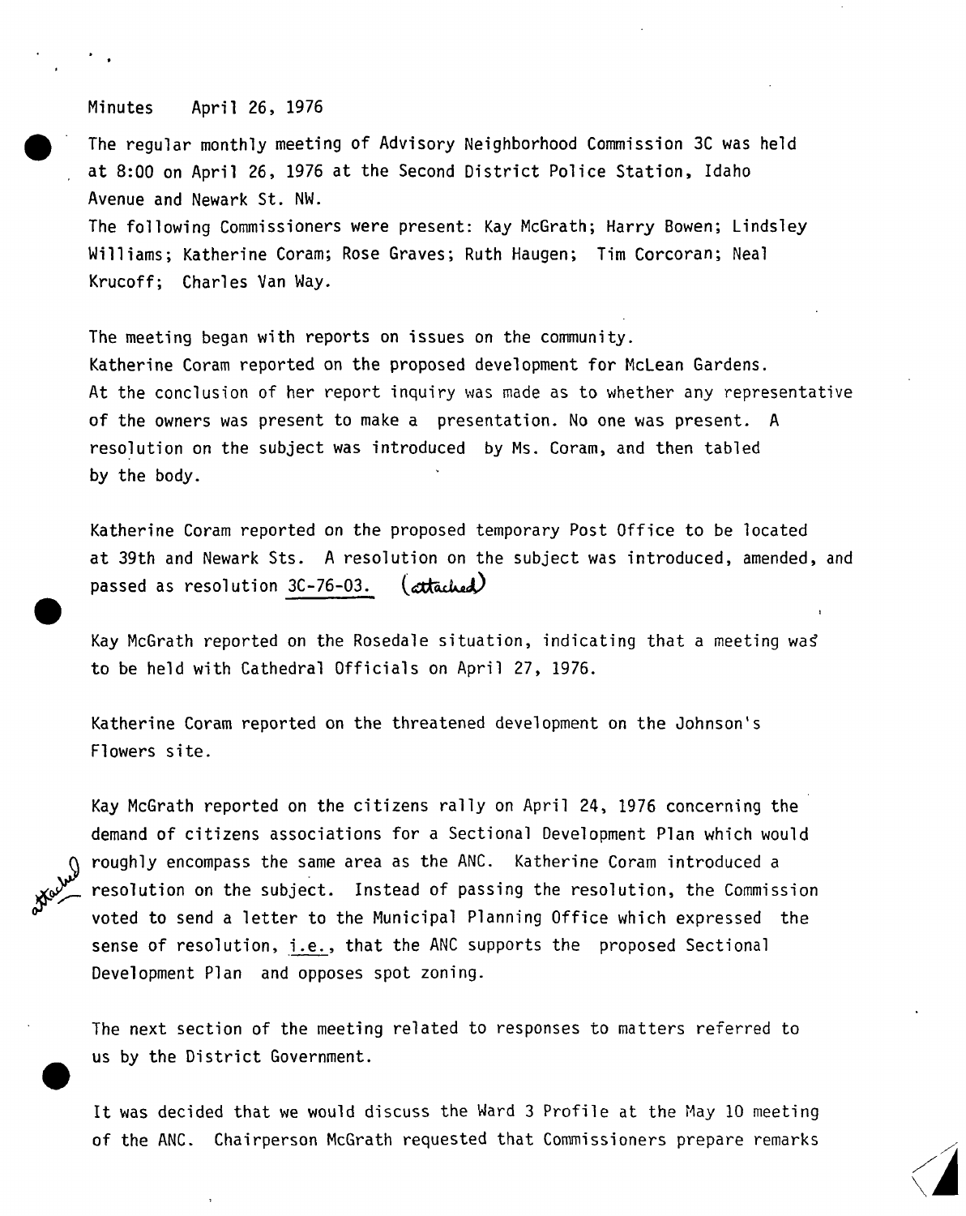Minutes April 26, 1976

The regular monthly meeting of Advisory Neighborhood Commission 3C was held at 8:00 on April 26, 1976 at the Second District Police Station, Idaho Avenue and Newark St. NW.

The following Commissioners were present: Kay McGrath; Harry Bowen; Lindsley Williams; Katherine Coram; Rose Graves; Ruth Haugen; Tim Corcoran; Neal Krucoff; Charles Van Way.

The meeting began with reports on issues on the community.

Katherine Coram reported on the proposed development for McLean Gardens. At the conclusion of her report inquiry was made as to whether any representative of the owners was present to make a presentation. No one was present. A resolution on the subject was introduced by Ms. Coram, and then tabled by the body.

Katherine Coram reported on the proposed temporary Post Office to be located at 39th and Newark Sts. A resolution on the subject was introduced, amended, and passed as resolution 3C-76-03. (attached)

Kay McGrath reported on the Rosedale situation, indicating that a meeting was to be held with Cathedral Officials on April 27, 1976.

Katherine Coram reported on the threatened development on the Johnson's Flowers site.

Kay McGrath reported on the citizens rally on April 24, 1976 concerning the demand of citizens associations for a Sectional Development Plan which would roughly encompass the same area as the ANC. Katherine Coram introduced a resolution on the subject. Instead of passing the resolution, the Commission voted to send a letter to the Municipal Planning Office which expressed the sense of resolution, i.e., that the ANC supports the proposed Sectional Development Plan and opposes spot zoning. (attached)

The next section of the meeting related to responses to matters referred to us by the District Government.

It was decided that we would discuss the Ward 3 Profile at the May 10 meeting of the ANC. Chairperson McGrath requested that Commissioners prepare remarks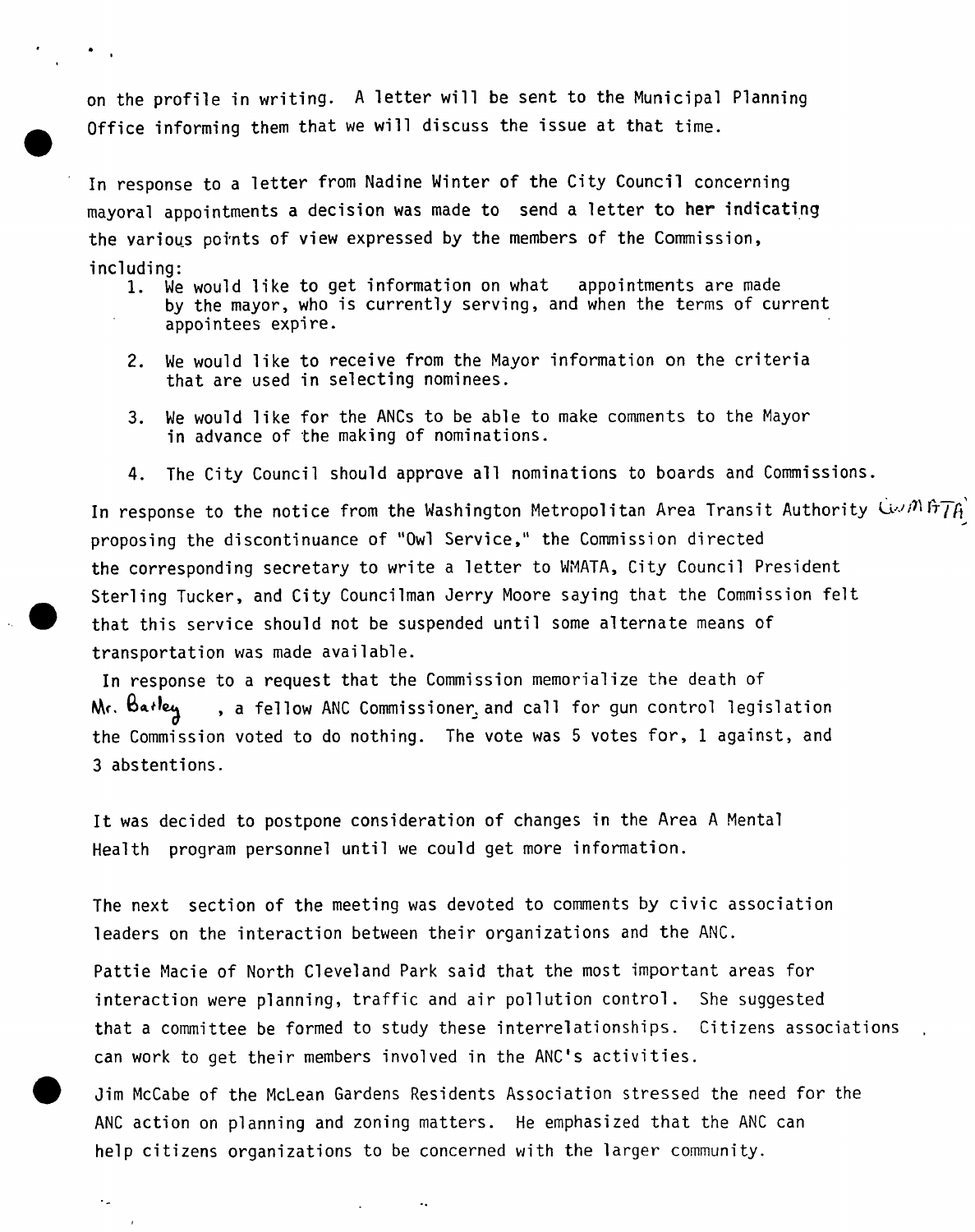on the profile in writing. A letter will be sent to the Municipal Planning Office informing them that we will discuss the issue at that time.

In response to a letter from Nadine Winter of the City Council concerning mayoral appointments a decision was made to send a letter to her indicating the various points of view expressed by the members of the Commission, including:

1. We would like to get information on what appointments are made by the mayor, who is currently serving, and when the terms of current appointees expire.

2. We would like to receive from the Mayor information on the criteria that are used in selecting nominees.

3. We would like for the ANCs to be able to make comments to the Mayor in advance of the making of nominations.

4. The City Council should approve all nominations to boards and Commissions.

In response to the notice from the Washington Metropolitan Area Transit Authority (WMATA) proposing the discontinuance of "Owl Service," the Commission directed the corresponding secretary to write a letter to WMATA, City Council President Sterling Tucker, and City Councilman Jerry Moore saying that the Commission felt that this service should not be suspended until some alternate means of transportation was made available.

In response to a request that the Commission memorialize the death of Mr. Batley, a fellow ANC Commissioner, and call for gun control legislation the Commission voted to do nothing. The vote was 5 votes for, 1 against, and 3 abstentions.

It was decided to postpone consideration of changes in the Area A Mental Health program personnel until we could get more information.

The next section of the meeting was devoted to comments by civic association leaders on the interaction between their organizations and the ANC.

Pattie Macie of North Cleveland Park said that the most important areas for interaction were planning, traffic and air pollution control. She suggested that a committee be formed to study these interrelationships. Citizens associations can work to get their members involved in the ANC's activities.

Jim McCabe of the McLean Gardens Residents Association stressed the need for the ANC action on planning and zoning matters. He emphasized that the ANC can help citizens organizations to be concerned with the larger community.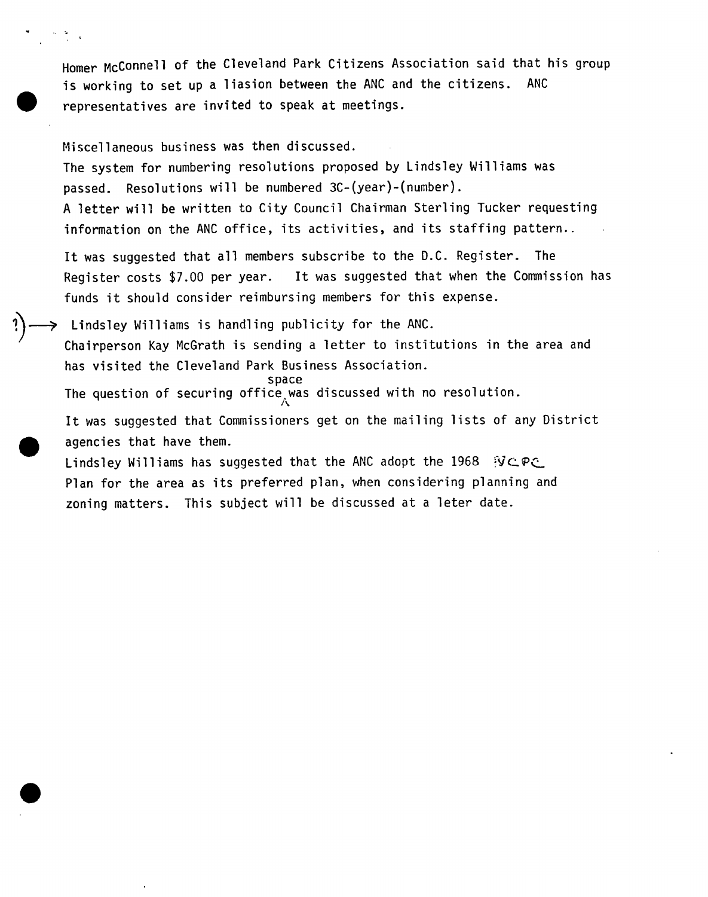Homer McConnell of the Cleveland Park Citizens Association said that his group is working to set up a liasion between the ANC and the citizens. ANC representatives are invited to speak at meetings.

Miscellaneous business was then discussed.
The system for numbering resolutions proposed by Lindsley Williams was passed. Resolutions will be numbered 3C-(year)-(number).
A letter will be written to City Council Chairman Sterling Tucker requesting information on the ANC office, its activities, and its staffing pattern..

It was suggested that all members subscribe to the D.C. Register. The Register costs $7.00 per year. It was suggested that when the Commission has funds it should consider reimbursing members for this expense.

?) → Lindsley Williams is handling publicity for the ANC.
Chairperson Kay McGrath is sending a letter to institutions in the area and has visited the Cleveland Park Business Association.
The question of securing office space was discussed with no resolution.

It was suggested that Commissioners get on the mailing lists of any District agencies that have them.
Lindsley Williams has suggested that the ANC adopt the 1968 NCPC Plan for the area as its preferred plan, when considering planning and zoning matters. This subject will be discussed at a leter date.